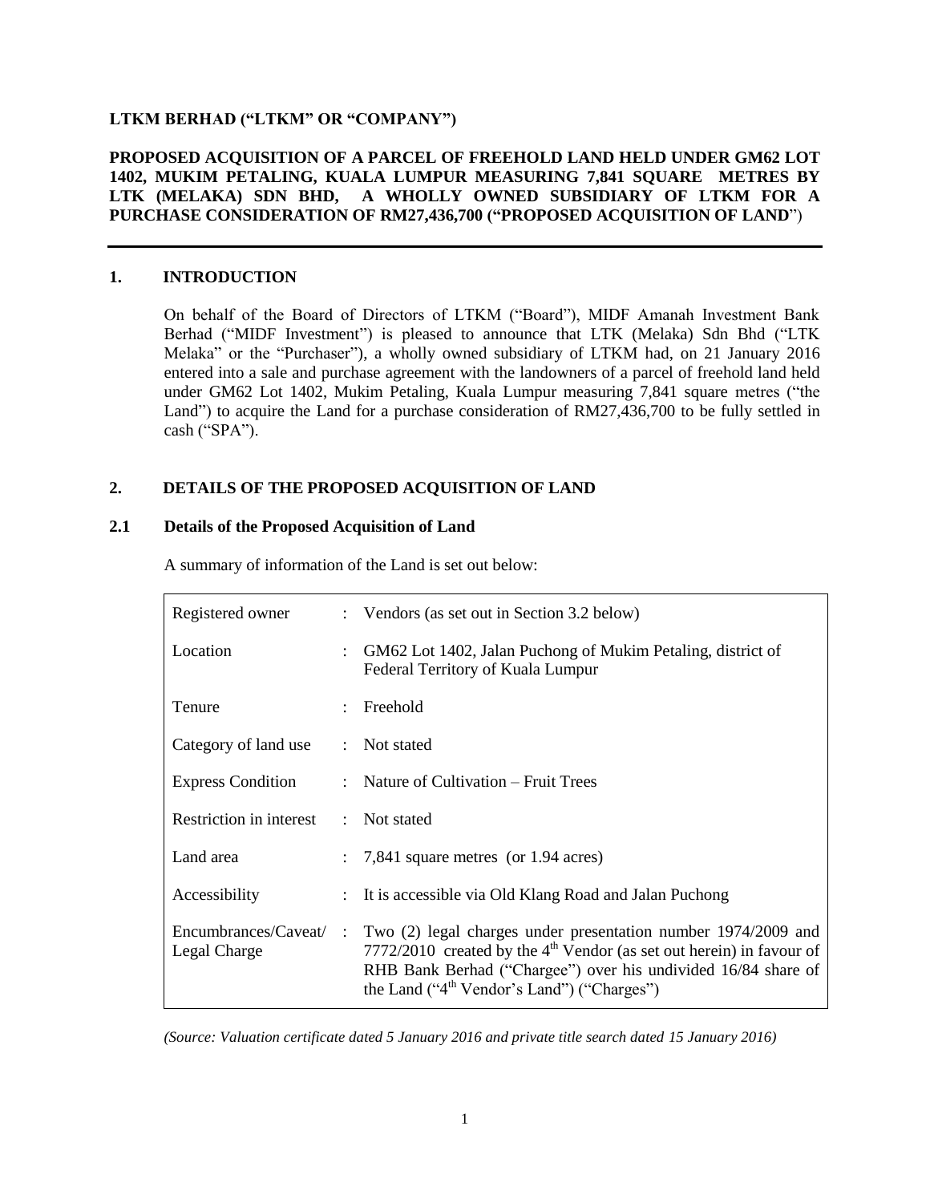**LTKM BERHAD ("LTKM" OR "COMPANY")**

**PROPOSED ACQUISITION OF A PARCEL OF FREEHOLD LAND HELD UNDER GM62 LOT 1402, MUKIM PETALING, KUALA LUMPUR MEASURING 7,841 SQUARE METRES BY LTK (MELAKA) SDN BHD, A WHOLLY OWNED SUBSIDIARY OF LTKM FOR A PURCHASE CONSIDERATION OF RM27,436,700 ("PROPOSED ACQUISITION OF LAND")**

---

## 1. INTRODUCTION

On behalf of the Board of Directors of LTKM ("Board"), MIDF Amanah Investment Bank Berhad ("MIDF Investment") is pleased to announce that LTK (Melaka) Sdn Bhd ("LTK Melaka" or the "Purchaser"), a wholly owned subsidiary of LTKM had, on 21 January 2016 entered into a sale and purchase agreement with the landowners of a parcel of freehold land held under GM62 Lot 1402, Mukim Petaling, Kuala Lumpur measuring 7,841 square metres ("the Land") to acquire the Land for a purchase consideration of RM27,436,700 to be fully settled in cash ("SPA").

## 2. DETAILS OF THE PROPOSED ACQUISITION OF LAND

### 2.1 Details of the Proposed Acquisition of Land

A summary of information of the Land is set out below:

| | | |
|---|---|---|
| Registered owner | : | Vendors (as set out in Section 3.2 below) |
| Location | : | GM62 Lot 1402, Jalan Puchong of Mukim Petaling, district of Federal Territory of Kuala Lumpur |
| Tenure | : | Freehold |
| Category of land use | : | Not stated |
| Express Condition | : | Nature of Cultivation – Fruit Trees |
| Restriction in interest | : | Not stated |
| Land area | : | 7,841 square metres (or 1.94 acres) |
| Accessibility | : | It is accessible via Old Klang Road and Jalan Puchong |
| Encumbrances/Caveat/ Legal Charge | : | Two (2) legal charges under presentation number 1974/2009 and 7772/2010 created by the 4th Vendor (as set out herein) in favour of RHB Bank Berhad ("Chargee") over his undivided 16/84 share of the Land ("4th Vendor's Land") ("Charges") |

*(Source: Valuation certificate dated 5 January 2016 and private title search dated 15 January 2016)*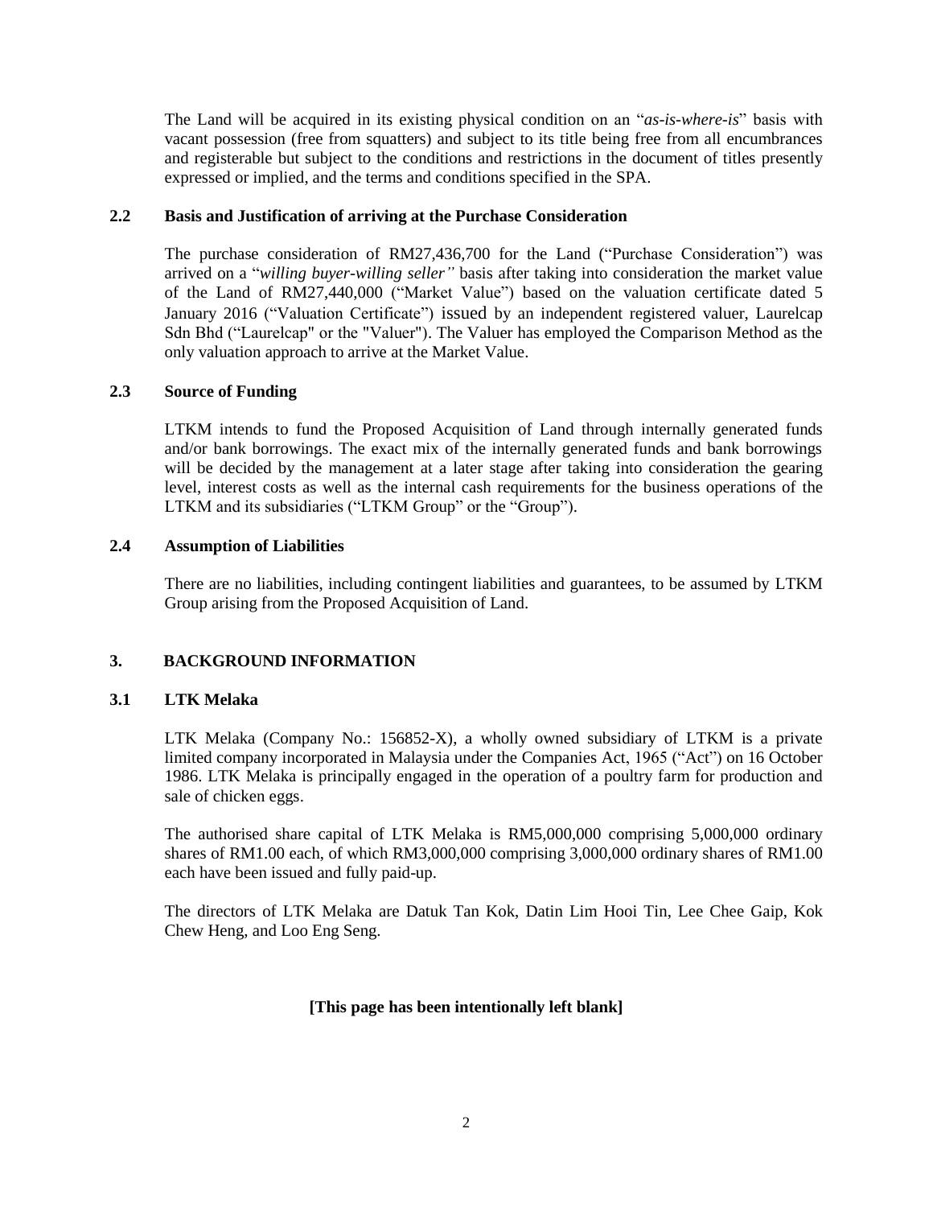The Land will be acquired in its existing physical condition on an "*as-is-where-is*" basis with vacant possession (free from squatters) and subject to its title being free from all encumbrances and registerable but subject to the conditions and restrictions in the document of titles presently expressed or implied, and the terms and conditions specified in the SPA.

## 2.2 Basis and Justification of arriving at the Purchase Consideration

The purchase consideration of RM27,436,700 for the Land ("Purchase Consideration") was arrived on a "*willing buyer-willing seller"* basis after taking into consideration the market value of the Land of RM27,440,000 ("Market Value") based on the valuation certificate dated 5 January 2016 ("Valuation Certificate") issued by an independent registered valuer, Laurelcap Sdn Bhd ("Laurelcap" or the "Valuer"). The Valuer has employed the Comparison Method as the only valuation approach to arrive at the Market Value.

## 2.3 Source of Funding

LTKM intends to fund the Proposed Acquisition of Land through internally generated funds and/or bank borrowings. The exact mix of the internally generated funds and bank borrowings will be decided by the management at a later stage after taking into consideration the gearing level, interest costs as well as the internal cash requirements for the business operations of the LTKM and its subsidiaries ("LTKM Group" or the "Group").

## 2.4 Assumption of Liabilities

There are no liabilities, including contingent liabilities and guarantees, to be assumed by LTKM Group arising from the Proposed Acquisition of Land.

# 3. BACKGROUND INFORMATION

## 3.1 LTK Melaka

LTK Melaka (Company No.: 156852-X), a wholly owned subsidiary of LTKM is a private limited company incorporated in Malaysia under the Companies Act, 1965 ("Act") on 16 October 1986. LTK Melaka is principally engaged in the operation of a poultry farm for production and sale of chicken eggs.

The authorised share capital of LTK Melaka is RM5,000,000 comprising 5,000,000 ordinary shares of RM1.00 each, of which RM3,000,000 comprising 3,000,000 ordinary shares of RM1.00 each have been issued and fully paid-up.

The directors of LTK Melaka are Datuk Tan Kok, Datin Lim Hooi Tin, Lee Chee Gaip, Kok Chew Heng, and Loo Eng Seng.

**[This page has been intentionally left blank]**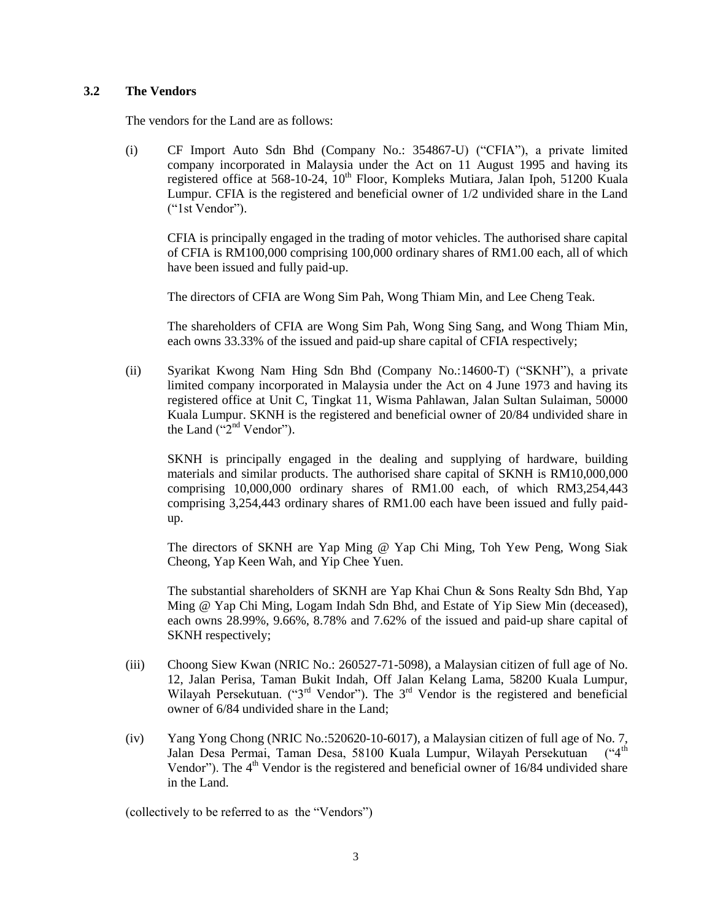### 3.2 The Vendors

The vendors for the Land are as follows:

(i) CF Import Auto Sdn Bhd (Company No.: 354867-U) ("CFIA"), a private limited company incorporated in Malaysia under the Act on 11 August 1995 and having its registered office at 568-10-24, 10th Floor, Kompleks Mutiara, Jalan Ipoh, 51200 Kuala Lumpur. CFIA is the registered and beneficial owner of 1/2 undivided share in the Land ("1st Vendor").

CFIA is principally engaged in the trading of motor vehicles. The authorised share capital of CFIA is RM100,000 comprising 100,000 ordinary shares of RM1.00 each, all of which have been issued and fully paid-up.

The directors of CFIA are Wong Sim Pah, Wong Thiam Min, and Lee Cheng Teak.

The shareholders of CFIA are Wong Sim Pah, Wong Sing Sang, and Wong Thiam Min, each owns 33.33% of the issued and paid-up share capital of CFIA respectively;

(ii) Syarikat Kwong Nam Hing Sdn Bhd (Company No.:14600-T) ("SKNH"), a private limited company incorporated in Malaysia under the Act on 4 June 1973 and having its registered office at Unit C, Tingkat 11, Wisma Pahlawan, Jalan Sultan Sulaiman, 50000 Kuala Lumpur. SKNH is the registered and beneficial owner of 20/84 undivided share in the Land ("2nd Vendor").

SKNH is principally engaged in the dealing and supplying of hardware, building materials and similar products. The authorised share capital of SKNH is RM10,000,000 comprising 10,000,000 ordinary shares of RM1.00 each, of which RM3,254,443 comprising 3,254,443 ordinary shares of RM1.00 each have been issued and fully paid-up.

The directors of SKNH are Yap Ming @ Yap Chi Ming, Toh Yew Peng, Wong Siak Cheong, Yap Keen Wah, and Yip Chee Yuen.

The substantial shareholders of SKNH are Yap Khai Chun & Sons Realty Sdn Bhd, Yap Ming @ Yap Chi Ming, Logam Indah Sdn Bhd, and Estate of Yip Siew Min (deceased), each owns 28.99%, 9.66%, 8.78% and 7.62% of the issued and paid-up share capital of SKNH respectively;

(iii) Choong Siew Kwan (NRIC No.: 260527-71-5098), a Malaysian citizen of full age of No. 12, Jalan Perisa, Taman Bukit Indah, Off Jalan Kelang Lama, 58200 Kuala Lumpur, Wilayah Persekutuan. ("3rd Vendor"). The 3rd Vendor is the registered and beneficial owner of 6/84 undivided share in the Land;

(iv) Yang Yong Chong (NRIC No.:520620-10-6017), a Malaysian citizen of full age of No. 7, Jalan Desa Permai, Taman Desa, 58100 Kuala Lumpur, Wilayah Persekutuan ("4th Vendor"). The 4th Vendor is the registered and beneficial owner of 16/84 undivided share in the Land.

(collectively to be referred to as the "Vendors")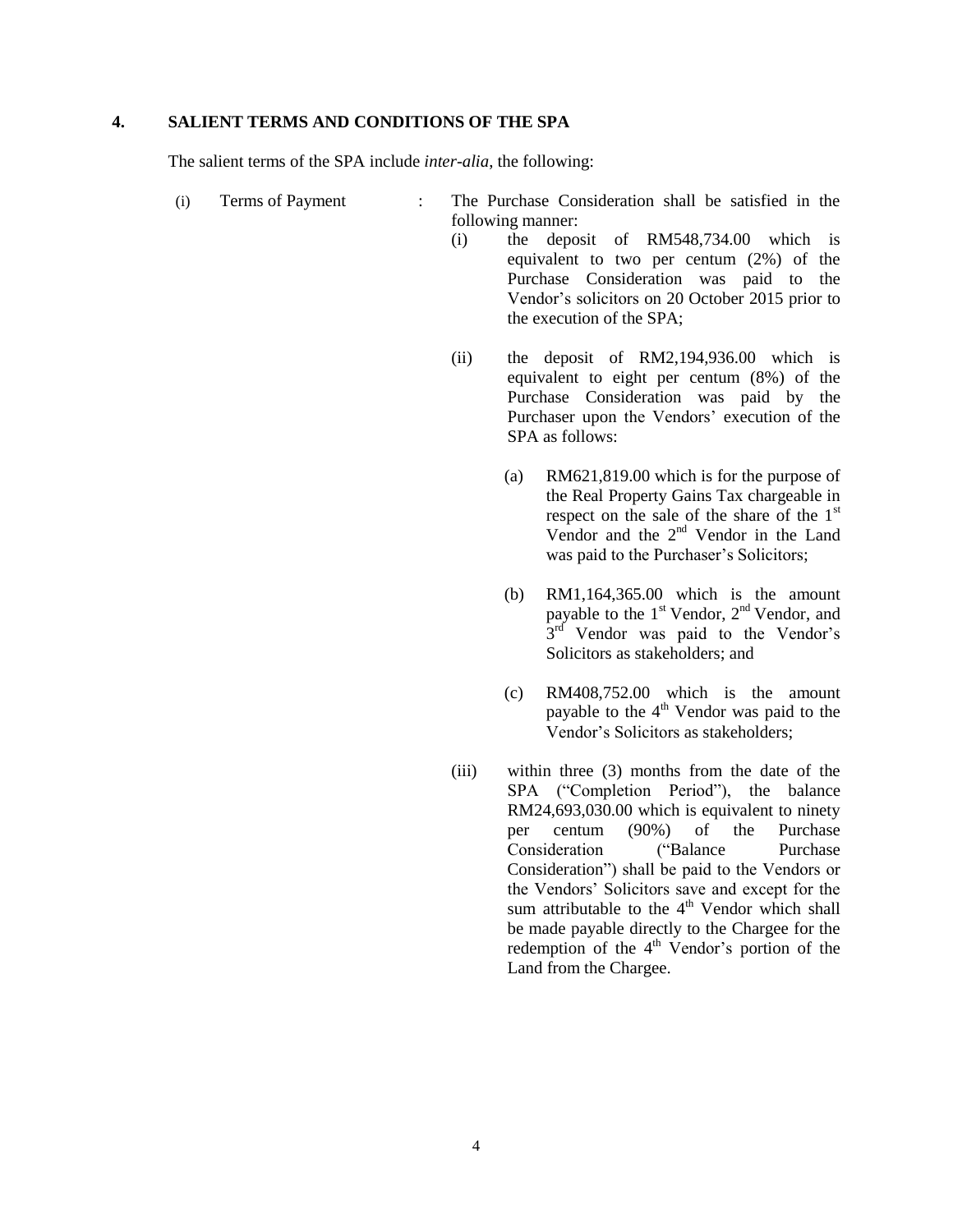## 4. SALIENT TERMS AND CONDITIONS OF THE SPA

The salient terms of the SPA include *inter-alia*, the following:

(i) Terms of Payment : The Purchase Consideration shall be satisfied in the following manner:

(i) the deposit of RM548,734.00 which is equivalent to two per centum (2%) of the Purchase Consideration was paid to the Vendor's solicitors on 20 October 2015 prior to the execution of the SPA;

(ii) the deposit of RM2,194,936.00 which is equivalent to eight per centum (8%) of the Purchase Consideration was paid by the Purchaser upon the Vendors' execution of the SPA as follows:

(a) RM621,819.00 which is for the purpose of the Real Property Gains Tax chargeable in respect on the sale of the share of the 1st Vendor and the 2nd Vendor in the Land was paid to the Purchaser's Solicitors;

(b) RM1,164,365.00 which is the amount payable to the 1st Vendor, 2nd Vendor, and 3rd Vendor was paid to the Vendor's Solicitors as stakeholders; and

(c) RM408,752.00 which is the amount payable to the 4th Vendor was paid to the Vendor's Solicitors as stakeholders;

(iii) within three (3) months from the date of the SPA ("Completion Period"), the balance RM24,693,030.00 which is equivalent to ninety per centum (90%) of the Purchase Consideration ("Balance Purchase Consideration") shall be paid to the Vendors or the Vendors' Solicitors save and except for the sum attributable to the 4th Vendor which shall be made payable directly to the Chargee for the redemption of the 4th Vendor's portion of the Land from the Chargee.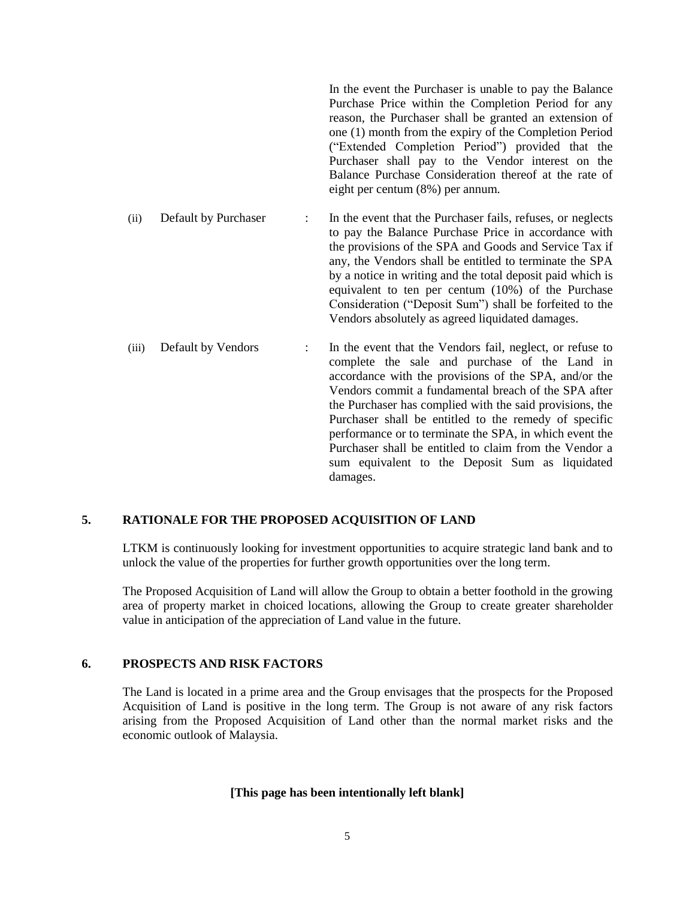In the event the Purchaser is unable to pay the Balance Purchase Price within the Completion Period for any reason, the Purchaser shall be granted an extension of one (1) month from the expiry of the Completion Period ("Extended Completion Period") provided that the Purchaser shall pay to the Vendor interest on the Balance Purchase Consideration thereof at the rate of eight per centum (8%) per annum.

(ii) Default by Purchaser : In the event that the Purchaser fails, refuses, or neglects to pay the Balance Purchase Price in accordance with the provisions of the SPA and Goods and Service Tax if any, the Vendors shall be entitled to terminate the SPA by a notice in writing and the total deposit paid which is equivalent to ten per centum (10%) of the Purchase Consideration ("Deposit Sum") shall be forfeited to the Vendors absolutely as agreed liquidated damages.

(iii) Default by Vendors : In the event that the Vendors fail, neglect, or refuse to complete the sale and purchase of the Land in accordance with the provisions of the SPA, and/or the Vendors commit a fundamental breach of the SPA after the Purchaser has complied with the said provisions, the Purchaser shall be entitled to the remedy of specific performance or to terminate the SPA, in which event the Purchaser shall be entitled to claim from the Vendor a sum equivalent to the Deposit Sum as liquidated damages.

## 5. RATIONALE FOR THE PROPOSED ACQUISITION OF LAND

LTKM is continuously looking for investment opportunities to acquire strategic land bank and to unlock the value of the properties for further growth opportunities over the long term.

The Proposed Acquisition of Land will allow the Group to obtain a better foothold in the growing area of property market in choiced locations, allowing the Group to create greater shareholder value in anticipation of the appreciation of Land value in the future.

## 6. PROSPECTS AND RISK FACTORS

The Land is located in a prime area and the Group envisages that the prospects for the Proposed Acquisition of Land is positive in the long term. The Group is not aware of any risk factors arising from the Proposed Acquisition of Land other than the normal market risks and the economic outlook of Malaysia.

**[This page has been intentionally left blank]**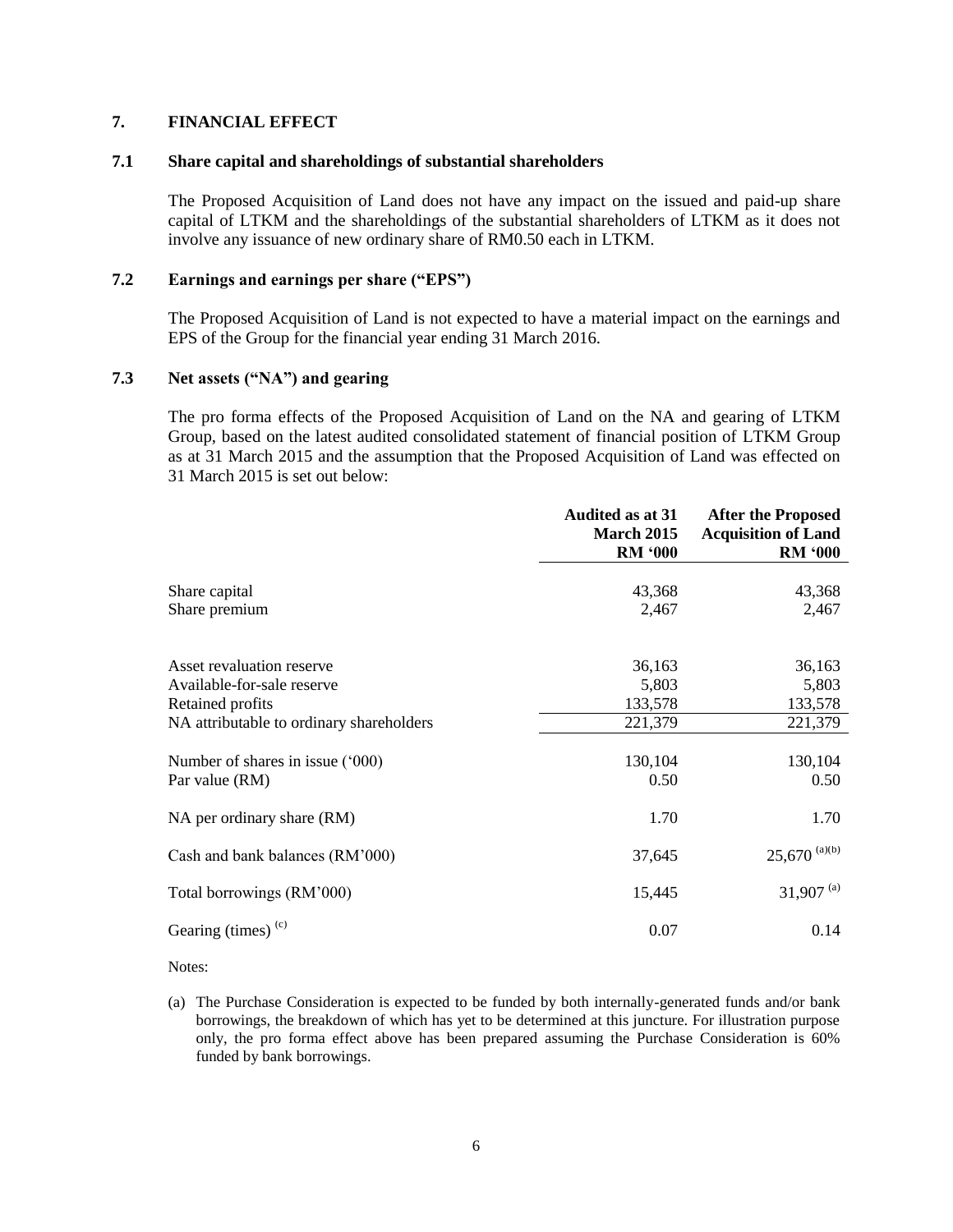## 7. FINANCIAL EFFECT

### 7.1 Share capital and shareholdings of substantial shareholders

The Proposed Acquisition of Land does not have any impact on the issued and paid-up share capital of LTKM and the shareholdings of the substantial shareholders of LTKM as it does not involve any issuance of new ordinary share of RM0.50 each in LTKM.

### 7.2 Earnings and earnings per share ("EPS")

The Proposed Acquisition of Land is not expected to have a material impact on the earnings and EPS of the Group for the financial year ending 31 March 2016.

### 7.3 Net assets ("NA") and gearing

The pro forma effects of the Proposed Acquisition of Land on the NA and gearing of LTKM Group, based on the latest audited consolidated statement of financial position of LTKM Group as at 31 March 2015 and the assumption that the Proposed Acquisition of Land was effected on 31 March 2015 is set out below:

| | Audited as at 31 March 2015 RM '000 | After the Proposed Acquisition of Land RM '000 |
|---|---|---|
| Share capital | 43,368 | 43,368 |
| Share premium | 2,467 | 2,467 |
| Asset revaluation reserve | 36,163 | 36,163 |
| Available-for-sale reserve | 5,803 | 5,803 |
| Retained profits | 133,578 | 133,578 |
| NA attributable to ordinary shareholders | 221,379 | 221,379 |
| Number of shares in issue ('000) | 130,104 | 130,104 |
| Par value (RM) | 0.50 | 0.50 |
| NA per ordinary share (RM) | 1.70 | 1.70 |
| Cash and bank balances (RM'000) | 37,645 | 25,670 [(a)(b)] |
| Total borrowings (RM'000) | 15,445 | 31,907 [(a)] |
| Gearing (times) [(c)] | 0.07 | 0.14 |

Notes:

(a) The Purchase Consideration is expected to be funded by both internally-generated funds and/or bank borrowings, the breakdown of which has yet to be determined at this juncture. For illustration purpose only, the pro forma effect above has been prepared assuming the Purchase Consideration is 60% funded by bank borrowings.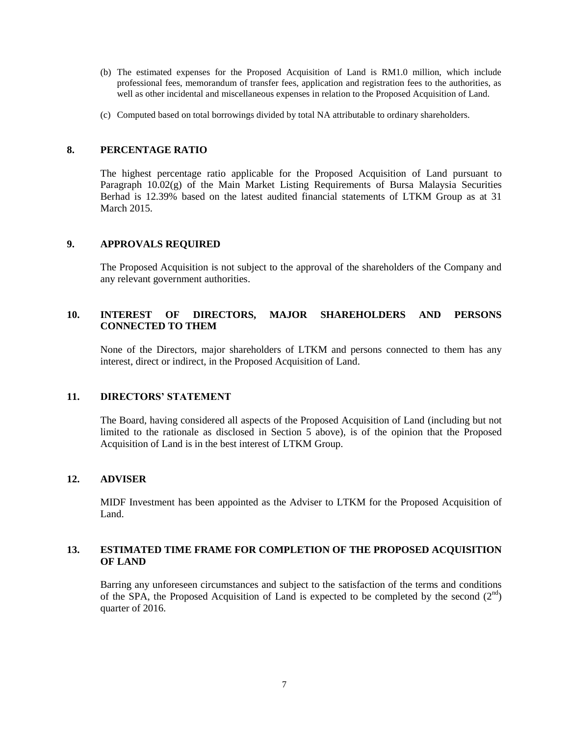(b) The estimated expenses for the Proposed Acquisition of Land is RM1.0 million, which include professional fees, memorandum of transfer fees, application and registration fees to the authorities, as well as other incidental and miscellaneous expenses in relation to the Proposed Acquisition of Land.

(c) Computed based on total borrowings divided by total NA attributable to ordinary shareholders.

## 8. PERCENTAGE RATIO

The highest percentage ratio applicable for the Proposed Acquisition of Land pursuant to Paragraph 10.02(g) of the Main Market Listing Requirements of Bursa Malaysia Securities Berhad is 12.39% based on the latest audited financial statements of LTKM Group as at 31 March 2015.

## 9. APPROVALS REQUIRED

The Proposed Acquisition is not subject to the approval of the shareholders of the Company and any relevant government authorities.

## 10. INTEREST OF DIRECTORS, MAJOR SHAREHOLDERS AND PERSONS CONNECTED TO THEM

None of the Directors, major shareholders of LTKM and persons connected to them has any interest, direct or indirect, in the Proposed Acquisition of Land.

## 11. DIRECTORS' STATEMENT

The Board, having considered all aspects of the Proposed Acquisition of Land (including but not limited to the rationale as disclosed in Section 5 above), is of the opinion that the Proposed Acquisition of Land is in the best interest of LTKM Group.

## 12. ADVISER

MIDF Investment has been appointed as the Adviser to LTKM for the Proposed Acquisition of Land.

## 13. ESTIMATED TIME FRAME FOR COMPLETION OF THE PROPOSED ACQUISITION OF LAND

Barring any unforeseen circumstances and subject to the satisfaction of the terms and conditions of the SPA, the Proposed Acquisition of Land is expected to be completed by the second ($2^{nd}$) quarter of 2016.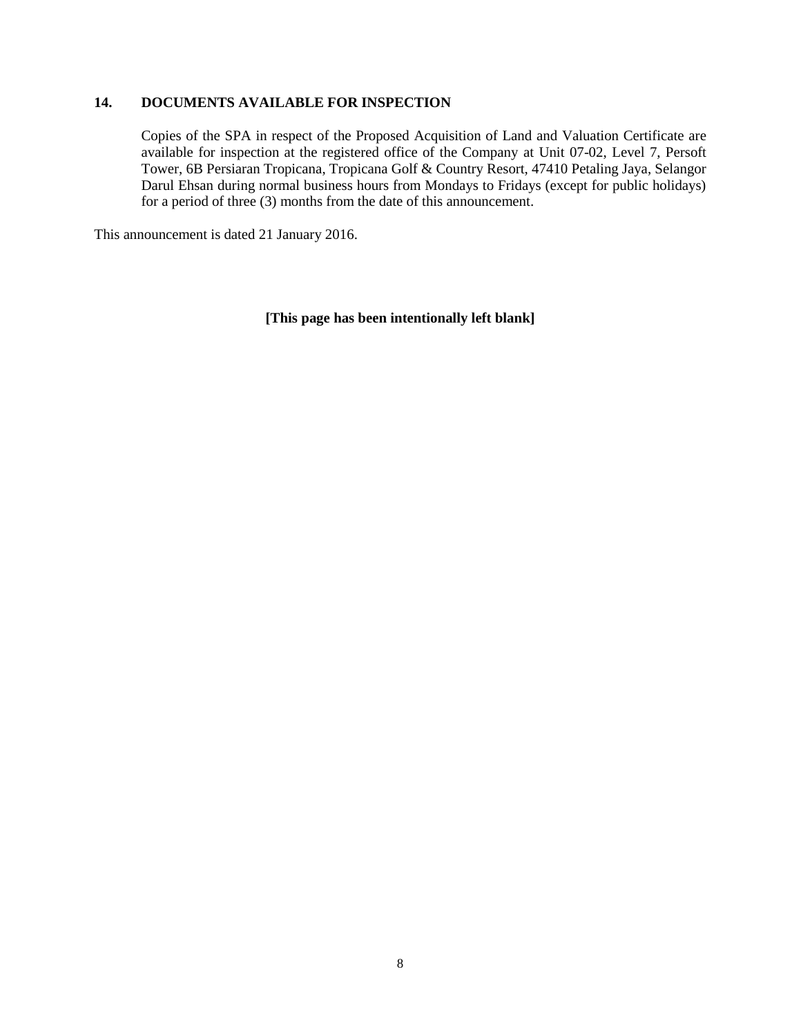## 14. DOCUMENTS AVAILABLE FOR INSPECTION

Copies of the SPA in respect of the Proposed Acquisition of Land and Valuation Certificate are available for inspection at the registered office of the Company at Unit 07-02, Level 7, Persoft Tower, 6B Persiaran Tropicana, Tropicana Golf & Country Resort, 47410 Petaling Jaya, Selangor Darul Ehsan during normal business hours from Mondays to Fridays (except for public holidays) for a period of three (3) months from the date of this announcement.

This announcement is dated 21 January 2016.

**[This page has been intentionally left blank]**